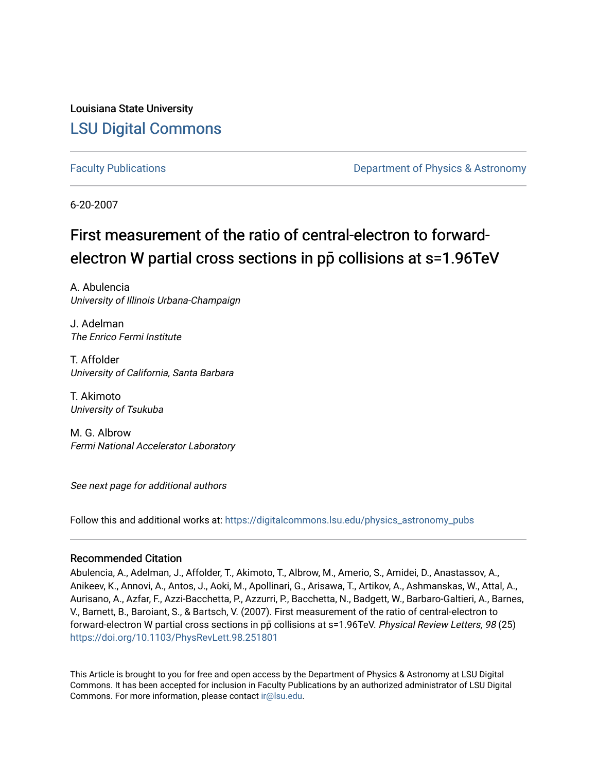Louisiana State University

# LSU Digital Commons

Faculty Publications

Department of Physics & Astronomy

6-20-2007

# First measurement of the ratio of central-electron to forward-electron W partial cross sections in $p\bar{p}$ collisions at s=1.96TeV

A. Abulencia
*University of Illinois Urbana-Champaign*

J. Adelman
*The Enrico Fermi Institute*

T. Affolder
*University of California, Santa Barbara*

T. Akimoto
*University of Tsukuba*

M. G. Albrow
*Fermi National Accelerator Laboratory*

*See next page for additional authors*

Follow this and additional works at: https://digitalcommons.lsu.edu/physics_astronomy_pubs

## Recommended Citation

Abulencia, A., Adelman, J., Affolder, T., Akimoto, T., Albrow, M., Amerio, S., Amidei, D., Anastassov, A., Anikeev, K., Annovi, A., Antos, J., Aoki, M., Apollinari, G., Arisawa, T., Artikov, A., Ashmanskas, W., Attal, A., Aurisano, A., Azfar, F., Azzi-Bacchetta, P., Azzurri, P., Bacchetta, N., Badgett, W., Barbaro-Galtieri, A., Barnes, V., Barnett, B., Baroiant, S., & Bartsch, V. (2007). First measurement of the ratio of central-electron to forward-electron W partial cross sections in $p\bar{p}$ collisions at s=1.96TeV. *Physical Review Letters, 98* (25) https://doi.org/10.1103/PhysRevLett.98.251801

This Article is brought to you for free and open access by the Department of Physics & Astronomy at LSU Digital Commons. It has been accepted for inclusion in Faculty Publications by an authorized administrator of LSU Digital Commons. For more information, please contact ir@lsu.edu.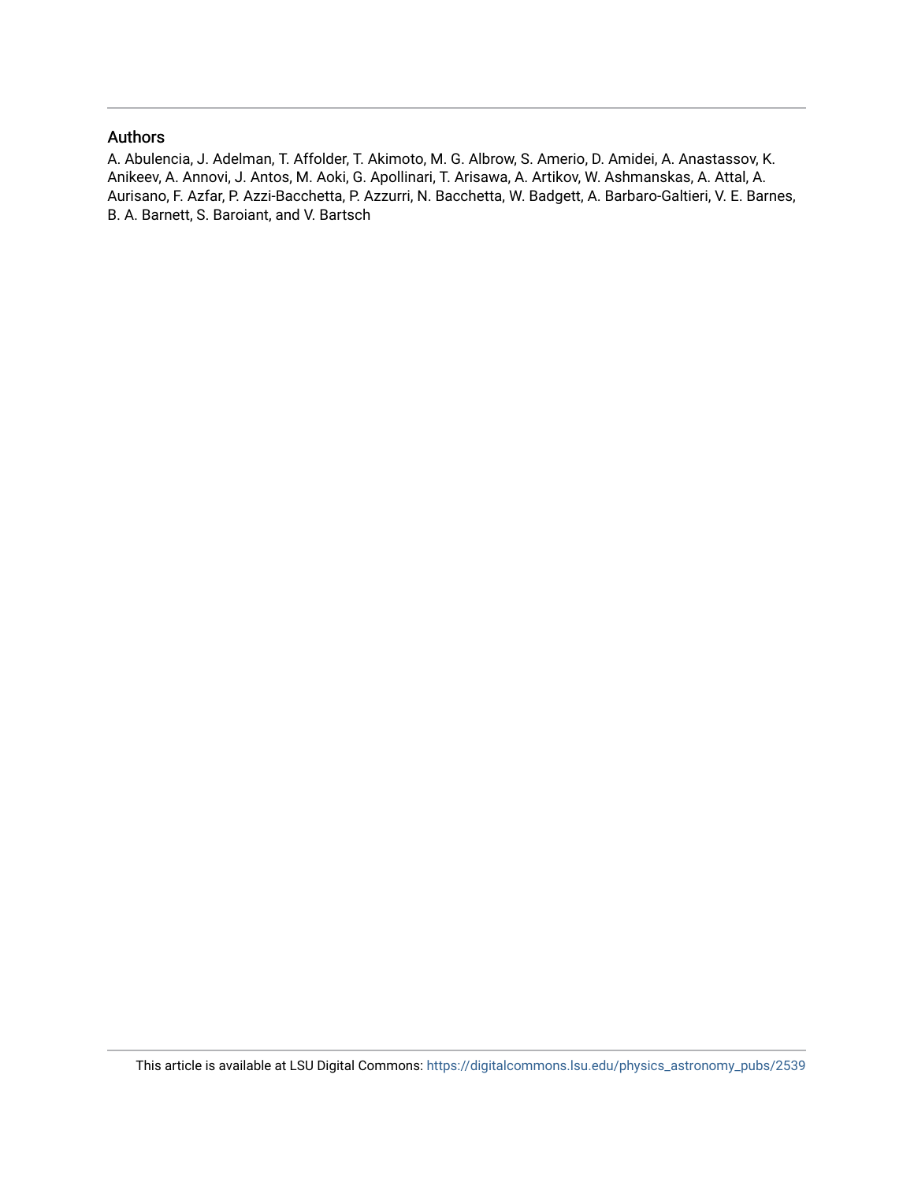## Authors

A. Abulencia, J. Adelman, T. Affolder, T. Akimoto, M. G. Albrow, S. Amerio, D. Amidei, A. Anastassov, K. Anikeev, A. Annovi, J. Antos, M. Aoki, G. Apollinari, T. Arisawa, A. Artikov, W. Ashmanskas, A. Attal, A. Aurisano, F. Azfar, P. Azzi-Bacchetta, P. Azzurri, N. Bacchetta, W. Badgett, A. Barbaro-Galtieri, V. E. Barnes, B. A. Barnett, S. Baroiant, and V. Bartsch

This article is available at LSU Digital Commons: https://digitalcommons.lsu.edu/physics_astronomy_pubs/2539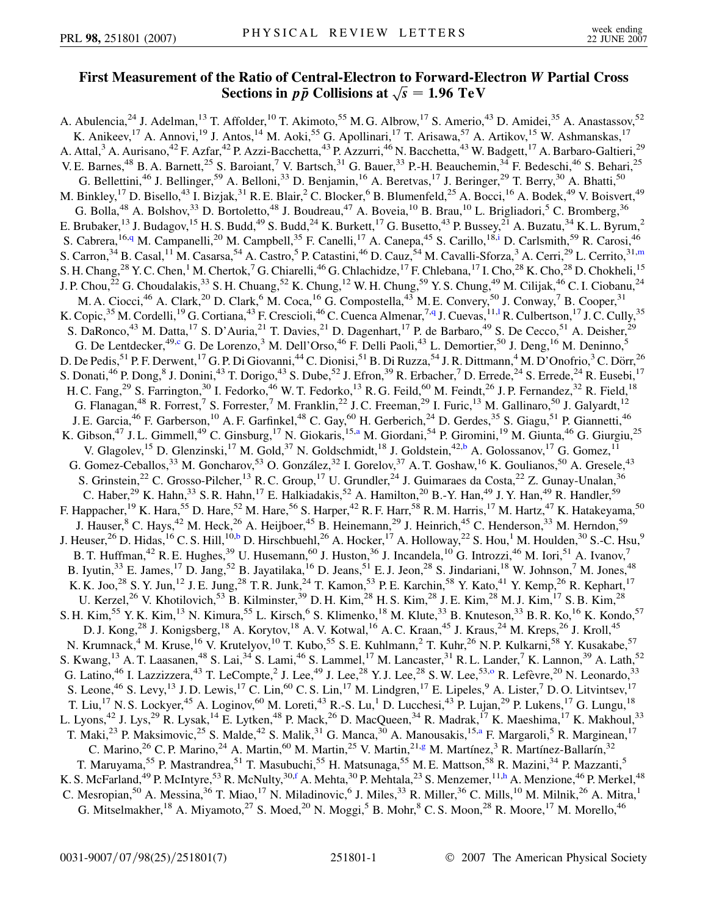# First Measurement of the Ratio of Central-Electron to Forward-Electron $W$ Partial Cross Sections in $p\bar{p}$ Collisions at $\sqrt{s} = 1.96$ TeV

A. Abulencia,[24] J. Adelman,[13] T. Affolder,[10] T. Akimoto,[55] M. G. Albrow,[17] S. Amerio,[43] D. Amidei,[35] A. Anastassov,[52] K. Anikeev,[17] A. Annovi,[19] J. Antos,[14] M. Aoki,[55] G. Apollinari,[17] T. Arisawa,[57] A. Artikov,[15] W. Ashmanskas,[17] A. Attal,[3] A. Aurisano,[42] F. Azfar,[42] P. Azzi-Bacchetta,[43] P. Azzurri,[46] N. Bacchetta,[43] W. Badgett,[17] A. Barbaro-Galtieri,[29] V. E. Barnes,[48] B. A. Barnett,[25] S. Baroiant,[7] V. Bartsch,[31] G. Bauer,[33] P.-H. Beauchemin,[34] F. Bedeschi,[46] S. Behari,[25] G. Bellettini,[46] J. Bellinger,[59] A. Belloni,[33] D. Benjamin,[16] A. Beretvas,[17] J. Beringer,[29] T. Berry,[30] A. Bhatti,[50] M. Binkley,[17] D. Bisello,[43] I. Bizjak,[31] R. E. Blair,[2] C. Blocker,[6] B. Blumenfeld,[25] A. Bocci,[16] A. Bodek,[49] V. Boisvert,[49] G. Bolla,[48] A. Bolshov,[33] D. Bortoletto,[48] J. Boudreau,[47] A. Boveia,[10] B. Brau,[10] L. Brigliadori,[5] C. Bromberg,[36] E. Brubaker,[13] J. Budagov,[15] H. S. Budd,[49] S. Budd,[24] K. Burkett,[17] G. Busetto,[43] P. Bussey,[21] A. Buzatu,[34] K. L. Byrum,[2] S. Cabrera,[16,q] M. Campanelli,[20] M. Campbell,[35] F. Canelli,[17] A. Canepa,[45] S. Carillo,[18,i] D. Carlsmith,[59] R. Carosi,[46] S. Carron,[34] B. Casal,[11] M. Casarsa,[54] A. Castro,[5] P. Catastini,[46] D. Cauz,[54] M. Cavalli-Sforza,[3] A. Cerri,[29] L. Cerrito,[31,m] S. H. Chang,[28] Y. C. Chen,[1] M. Chertok,[7] G. Chiarelli,[46] G. Chlachidze,[17] F. Chlebana,[17] I. Cho,[28] K. Cho,[28] D. Chokheli,[15] J. P. Chou,[22] G. Choudalakis,[33] S. H. Chuang,[52] K. Chung,[12] W. H. Chung,[59] Y. S. Chung,[49] M. Cilijak,[46] C. I. Ciobanu,[24] M. A. Ciocci,[46] A. Clark,[20] D. Clark,[6] M. Coca,[16] G. Compostella,[43] M. E. Convery,[50] J. Conway,[7] B. Cooper,[31] K. Copic,[35] M. Cordelli,[19] G. Cortiana,[43] F. Crescioli,[46] C. Cuenca Almenar,[7,q] J. Cuevas,[11,l] R. Culbertson,[17] J. C. Cully,[35] S. DaRonco,[43] M. Datta,[17] S. D'Auria,[21] T. Davies,[21] D. Dagenhart,[17] P. de Barbaro,[49] S. De Cecco,[51] A. Deisher,[29] G. De Lentdecker,[49,c] G. De Lorenzo,[3] M. Dell'Orso,[46] F. Delli Paoli,[43] L. Demortier,[50] J. Deng,[16] M. Deninno,[5] D. De Pedis,[51] P. F. Derwent,[17] G. P. Di Giovanni,[44] C. Dionisi,[51] B. Di Ruzza,[54] J. R. Dittmann,[4] M. D'Onofrio,[3] C. Dörr,[26] S. Donati,[46] P. Dong,[8] J. Donini,[43] T. Dorigo,[43] S. Dube,[52] J. Efron,[39] R. Erbacher,[7] D. Errede,[24] S. Errede,[24] R. Eusebi,[17] H. C. Fang,[29] S. Farrington,[30] I. Fedorko,[46] W. T. Fedorko,[13] R. G. Feild,[60] M. Feindt,[26] J. P. Fernandez,[32] R. Field,[18] G. Flanagan,[48] R. Forrest,[7] S. Forrester,[7] M. Franklin,[22] J. C. Freeman,[29] I. Furic,[13] M. Gallinaro,[50] J. Galyardt,[12] J. E. Garcia,[46] F. Garberson,[10] A. F. Garfinkel,[48] C. Gay,[60] H. Gerberich,[24] D. Gerdes,[35] S. Giagu,[51] P. Giannetti,[46] K. Gibson,[47] J. L. Gimmell,[49] C. Ginsburg,[17] N. Giokaris,[15,a] M. Giordani,[54] P. Giromini,[19] M. Giunta,[46] G. Giurgiu,[25] V. Glagolev,[15] D. Glenzinski,[17] M. Gold,[37] N. Goldschmidt,[18] J. Goldstein,[42,b] A. Golossanov,[17] G. Gomez,[11] G. Gomez-Ceballos,[33] M. Goncharov,[53] O. González,[32] I. Gorelov,[37] A. T. Goshaw,[16] K. Goulianos,[50] A. Gresele,[43] S. Grinstein,[22] C. Grosso-Pilcher,[13] R. C. Group,[17] U. Grundler,[24] J. Guimaraes da Costa,[22] Z. Gunay-Unalan,[36] C. Haber,[29] K. Hahn,[33] S. R. Hahn,[17] E. Halkiadakis,[52] A. Hamilton,[20] B.-Y. Han,[49] J. Y. Han,[49] R. Handler,[59] F. Happacher,[19] K. Hara,[55] D. Hare,[52] M. Hare,[56] S. Harper,[42] R. F. Harr,[58] R. M. Harris,[17] M. Hartz,[47] K. Hatakeyama,[50] J. Hauser,[8] C. Hays,[42] M. Heck,[26] A. Heijboer,[45] B. Heinemann,[29] J. Heinrich,[45] C. Henderson,[33] M. Herndon,[59] J. Heuser,[26] D. Hidas,[16] C. S. Hill,[10,b] D. Hirschbuehl,[26] A. Hocker,[17] A. Holloway,[22] S. Hou,[1] M. Houlden,[30] S.-C. Hsu,[9] B. T. Huffman,[42] R. E. Hughes,[39] U. Husemann,[60] J. Huston,[36] J. Incandela,[10] G. Introzzi,[46] M. Iori,[51] A. Ivanov,[7] B. Iyutin,[33] E. James,[17] D. Jang,[52] B. Jayatilaka,[16] D. Jeans,[51] E. J. Jeon,[28] S. Jindariani,[18] W. Johnson,[7] M. Jones,[48] K. K. Joo,[28] S. Y. Jun,[12] J. E. Jung,[28] T. R. Junk,[24] T. Kamon,[53] P. E. Karchin,[58] Y. Kato,[41] Y. Kemp,[26] R. Kephart,[17] U. Kerzel,[26] V. Khotilovich,[53] B. Kilminster,[39] D. H. Kim,[28] H. S. Kim,[28] J. E. Kim,[28] M. J. Kim,[17] S. B. Kim,[28] S. H. Kim,[55] Y. K. Kim,[13] N. Kimura,[55] L. Kirsch,[6] S. Klimenko,[18] M. Klute,[33] B. Knuteson,[33] B. R. Ko,[16] K. Kondo,[57] D. J. Kong,[28] J. Konigsberg,[18] A. Korytov,[18] A. V. Kotwal,[16] A. C. Kraan,[45] J. Kraus,[24] M. Kreps,[26] J. Kroll,[45] N. Krumnack,[4] M. Kruse,[16] V. Krutelyov,[10] T. Kubo,[55] S. E. Kuhlmann,[2] T. Kuhr,[26] N. P. Kulkarni,[58] Y. Kusakabe,[57] S. Kwang,[13] A. T. Laasanen,[48] S. Lai,[34] S. Lami,[46] S. Lammel,[17] M. Lancaster,[31] R. L. Lander,[7] K. Lannon,[39] A. Lath,[52] G. Latino,[46] I. Lazzizzera,[43] T. LeCompte,[2] J. Lee,[49] J. Lee,[28] Y. J. Lee,[28] S. W. Lee,[53,o] R. Lefèvre,[20] N. Leonardo,[33] S. Leone,[46] S. Levy,[13] J. D. Lewis,[17] C. Lin,[60] C. S. Lin,[17] M. Lindgren,[17] E. Lipeles,[9] A. Lister,[7] D. O. Litvintsev,[17] T. Liu,[17] N. S. Lockyer,[45] A. Loginov,[60] M. Loreti,[43] R.-S. Lu,[1] D. Lucchesi,[43] P. Lujan,[29] P. Lukens,[17] G. Lungu,[18] L. Lyons,[42] J. Lys,[29] R. Lysak,[14] E. Lytken,[48] P. Mack,[26] D. MacQueen,[34] R. Madrak,[17] K. Maeshima,[17] K. Makhoul,[33] T. Maki,[23] P. Maksimovic,[25] S. Malde,[42] S. Malik,[31] G. Manca,[30] A. Manousakis,[15,a] F. Margaroli,[5] R. Marginean,[17] C. Marino,[26] C. P. Marino,[24] A. Martin,[60] M. Martin,[25] V. Martin,[21,g] M. Martínez,[3] R. Martínez-Ballarín,[32] T. Maruyama,[55] P. Mastrandrea,[51] T. Masubuchi,[55] H. Matsunaga,[55] M. E. Mattson,[58] R. Mazini,[34] P. Mazzanti,[5] K. S. McFarland,[49] P. McIntyre,[53] R. McNulty,[30,f] A. Mehta,[30] P. Mehtala,[23] S. Menzemer,[11,h] A. Menzione,[46] P. Merkel,[48] C. Mesropian,[50] A. Messina,[36] T. Miao,[17] N. Miladinovic,[6] J. Miles,[33] R. Miller,[36] C. Mills,[10] M. Milnik,[26] A. Mitra,[1] G. Mitselmakher,[18] A. Miyamoto,[27] S. Moed,[20] N. Moggi,[5] B. Mohr,[8] C. S. Moon,[28] R. Moore,[17] M. Morello,[46]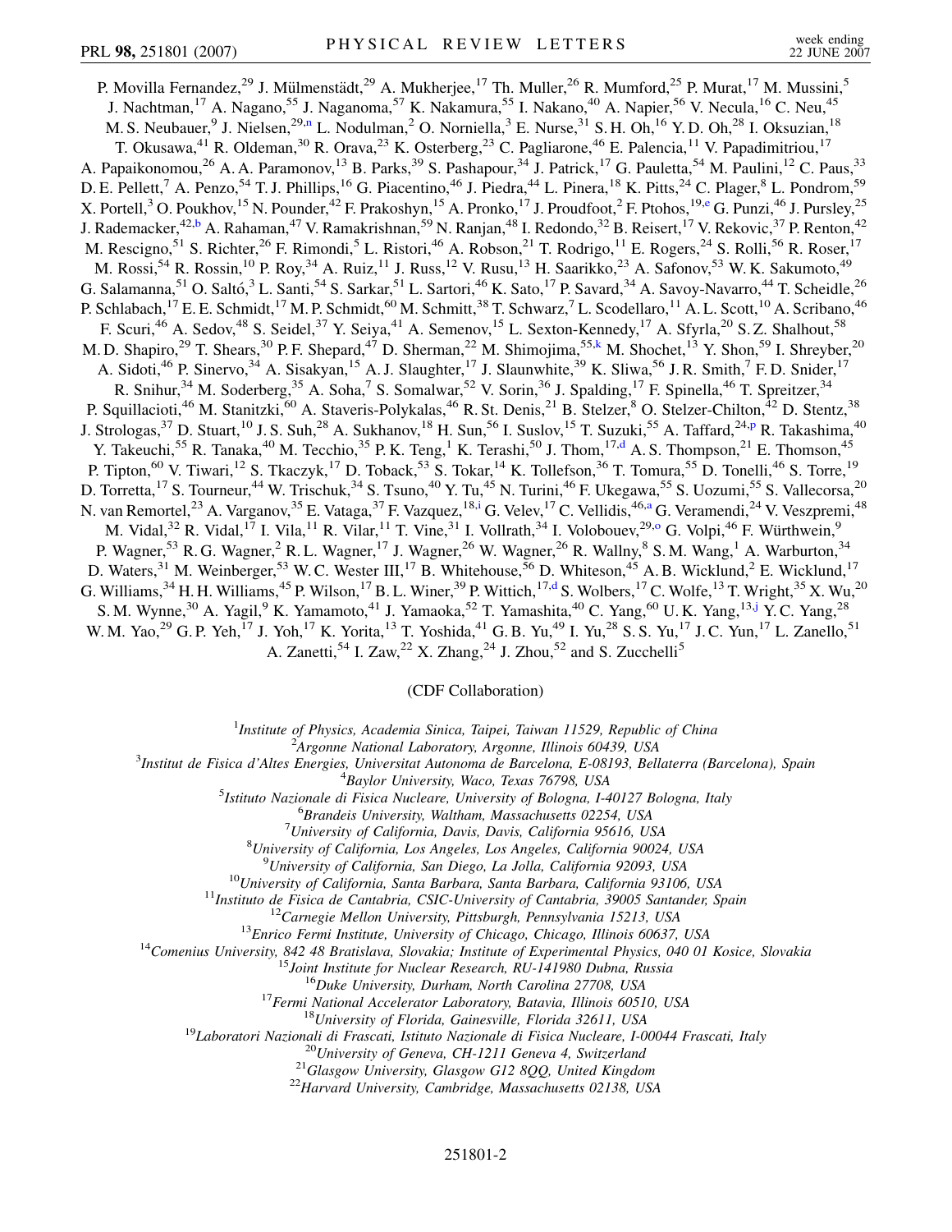P. Movilla Fernandez,[29] J. Mülmenstädt,[29] A. Mukherjee,[17] Th. Muller,[26] R. Mumford,[25] P. Murat,[17] M. Mussini,[5] J. Nachtman,[17] A. Nagano,[55] J. Naganoma,[57] K. Nakamura,[55] I. Nakano,[40] A. Napier,[56] V. Necula,[16] C. Neu,[45] M. S. Neubauer,[9] J. Nielsen,[29,n] L. Nodulman,[2] O. Norniella,[3] E. Nurse,[31] S. H. Oh,[16] Y. D. Oh,[28] I. Oksuzian,[18] T. Okusawa,[41] R. Oldeman,[30] R. Orava,[23] K. Osterberg,[23] C. Pagliarone,[46] E. Palencia,[11] V. Papadimitriou,[17] A. Papaikonomou,[26] A. A. Paramonov,[13] B. Parks,[39] S. Pashapour,[34] J. Patrick,[17] G. Pauletta,[54] M. Paulini,[12] C. Paus,[33] D. E. Pellett,[7] A. Penzo,[54] T. J. Phillips,[16] G. Piacentino,[46] J. Piedra,[44] L. Pinera,[18] K. Pitts,[24] C. Plager,[8] L. Pondrom,[59] X. Portell,[3] O. Poukhov,[15] N. Pounder,[42] F. Prakoshyn,[15] A. Pronko,[17] J. Proudfoot,[2] F. Ptohos,[19,e] G. Punzi,[46] J. Pursley,[25] J. Rademacker,[42,b] A. Rahaman,[47] V. Ramakrishnan,[59] N. Ranjan,[48] I. Redondo,[32] B. Reisert,[17] V. Rekovic,[37] P. Renton,[42] M. Rescigno,[51] S. Richter,[26] F. Rimondi,[5] L. Ristori,[46] A. Robson,[21] T. Rodrigo,[11] E. Rogers,[24] S. Rolli,[56] R. Roser,[17] M. Rossi,[54] R. Rossin,[10] P. Roy,[34] A. Ruiz,[11] J. Russ,[12] V. Rusu,[13] H. Saarikko,[23] A. Safonov,[53] W. K. Sakumoto,[49] G. Salamanna,[51] O. Saltó,[3] L. Santi,[54] S. Sarkar,[51] L. Sartori,[46] K. Sato,[17] P. Savard,[34] A. Savoy-Navarro,[44] T. Scheidle,[26] P. Schlabach,[17] E. E. Schmidt,[17] M. P. Schmidt,[60] M. Schmitt,[38] T. Schwarz,[7] L. Scodellaro,[11] A. L. Scott,[10] A. Scribano,[46] F. Scuri,[46] A. Sedov,[48] S. Seidel,[37] Y. Seiya,[41] A. Semenov,[15] L. Sexton-Kennedy,[17] A. Sfyrla,[20] S. Z. Shalhout,[58] M. D. Shapiro,[29] T. Shears,[30] P. F. Shepard,[47] D. Sherman,[22] M. Shimojima,[55,k] M. Shochet,[13] Y. Shon,[59] I. Shreyber,[20] A. Sidoti,[46] P. Sinervo,[34] A. Sisakyan,[15] A. J. Slaughter,[17] J. Slaunwhite,[39] K. Sliwa,[56] J. R. Smith,[7] F. D. Snider,[17] R. Snihur,[34] M. Soderberg,[35] A. Soha,[7] S. Somalwar,[52] V. Sorin,[36] J. Spalding,[17] F. Spinella,[46] T. Spreitzer,[34] P. Squillacioti,[46] M. Stanitzki,[60] A. Staveris-Polykalas,[46] R. St. Denis,[21] B. Stelzer,[8] O. Stelzer-Chilton,[42] D. Stentz,[38] J. Strologas,[37] D. Stuart,[10] J. S. Suh,[28] A. Sukhanov,[18] H. Sun,[56] I. Suslov,[15] T. Suzuki,[55] A. Taffard,[24,p] R. Takashima,[40] Y. Takeuchi,[55] R. Tanaka,[40] M. Tecchio,[35] P. K. Teng,[1] K. Terashi,[50] J. Thom,[17,d] A. S. Thompson,[21] E. Thomson,[45] P. Tipton,[60] V. Tiwari,[12] S. Tkaczyk,[17] D. Toback,[53] S. Tokar,[14] K. Tollefson,[36] T. Tomura,[55] D. Tonelli,[46] S. Torre,[19] D. Torretta,[17] S. Tourneur,[44] W. Trischuk,[34] S. Tsuno,[40] Y. Tu,[45] N. Turini,[46] F. Ukegawa,[55] S. Uozumi,[55] S. Vallecorsa,[20] N. van Remortel,[23] A. Varganov,[35] E. Vataga,[37] F. Vazquez,[18,i] G. Velev,[17] C. Vellidis,[46,a] G. Veramendi,[24] V. Veszpremi,[48] M. Vidal,[32] R. Vidal,[17] I. Vila,[11] R. Vilar,[11] T. Vine,[31] I. Vollrath,[34] I. Volobouev,[29,o] G. Volpi,[46] F. Würthwein,[9] P. Wagner,[53] R. G. Wagner,[2] R. L. Wagner,[17] J. Wagner,[26] W. Wagner,[26] R. Wallny,[8] S. M. Wang,[1] A. Warburton,[34] D. Waters,[31] M. Weinberger,[53] W. C. Wester III,[17] B. Whitehouse,[56] D. Whiteson,[45] A. B. Wicklund,[2] E. Wicklund,[17] G. Williams,[34] H. H. Williams,[45] P. Wilson,[17] B. L. Winer,[39] P. Wittich,[17,d] S. Wolbers,[17] C. Wolfe,[13] T. Wright,[35] X. Wu,[20] S. M. Wynne,[30] A. Yagil,[9] K. Yamamoto,[41] J. Yamaoka,[52] T. Yamashita,[40] C. Yang,[60] U. K. Yang,[13,j] Y. C. Yang,[28] W. M. Yao,[29] G. P. Yeh,[17] J. Yoh,[17] K. Yorita,[13] T. Yoshida,[41] G. B. Yu,[49] I. Yu,[28] S. S. Yu,[17] J. C. Yun,[17] L. Zanello,[51] A. Zanetti,[54] I. Zaw,[22] X. Zhang,[24] J. Zhou,[52] and S. Zucchelli[5]

(CDF Collaboration)

[1]*Institute of Physics, Academia Sinica, Taipei, Taiwan 11529, Republic of China*
[2]*Argonne National Laboratory, Argonne, Illinois 60439, USA*
[3]*Institut de Fisica d'Altes Energies, Universitat Autonoma de Barcelona, E-08193, Bellaterra (Barcelona), Spain*
[4]*Baylor University, Waco, Texas 76798, USA*
[5]*Istituto Nazionale di Fisica Nucleare, University of Bologna, I-40127 Bologna, Italy*
[6]*Brandeis University, Waltham, Massachusetts 02254, USA*
[7]*University of California, Davis, Davis, California 95616, USA*
[8]*University of California, Los Angeles, Los Angeles, California 90024, USA*
[9]*University of California, San Diego, La Jolla, California 92093, USA*
[10]*University of California, Santa Barbara, Santa Barbara, California 93106, USA*
[11]*Instituto de Fisica de Cantabria, CSIC-University of Cantabria, 39005 Santander, Spain*
[12]*Carnegie Mellon University, Pittsburgh, Pennsylvania 15213, USA*
[13]*Enrico Fermi Institute, University of Chicago, Chicago, Illinois 60637, USA*
[14]*Comenius University, 842 48 Bratislava, Slovakia; Institute of Experimental Physics, 040 01 Kosice, Slovakia*
[15]*Joint Institute for Nuclear Research, RU-141980 Dubna, Russia*
[16]*Duke University, Durham, North Carolina 27708, USA*
[17]*Fermi National Accelerator Laboratory, Batavia, Illinois 60510, USA*
[18]*University of Florida, Gainesville, Florida 32611, USA*
[19]*Laboratori Nazionali di Frascati, Istituto Nazionale di Fisica Nucleare, I-00044 Frascati, Italy*
[20]*University of Geneva, CH-1211 Geneva 4, Switzerland*
[21]*Glasgow University, Glasgow G12 8QQ, United Kingdom*
[22]*Harvard University, Cambridge, Massachusetts 02138, USA*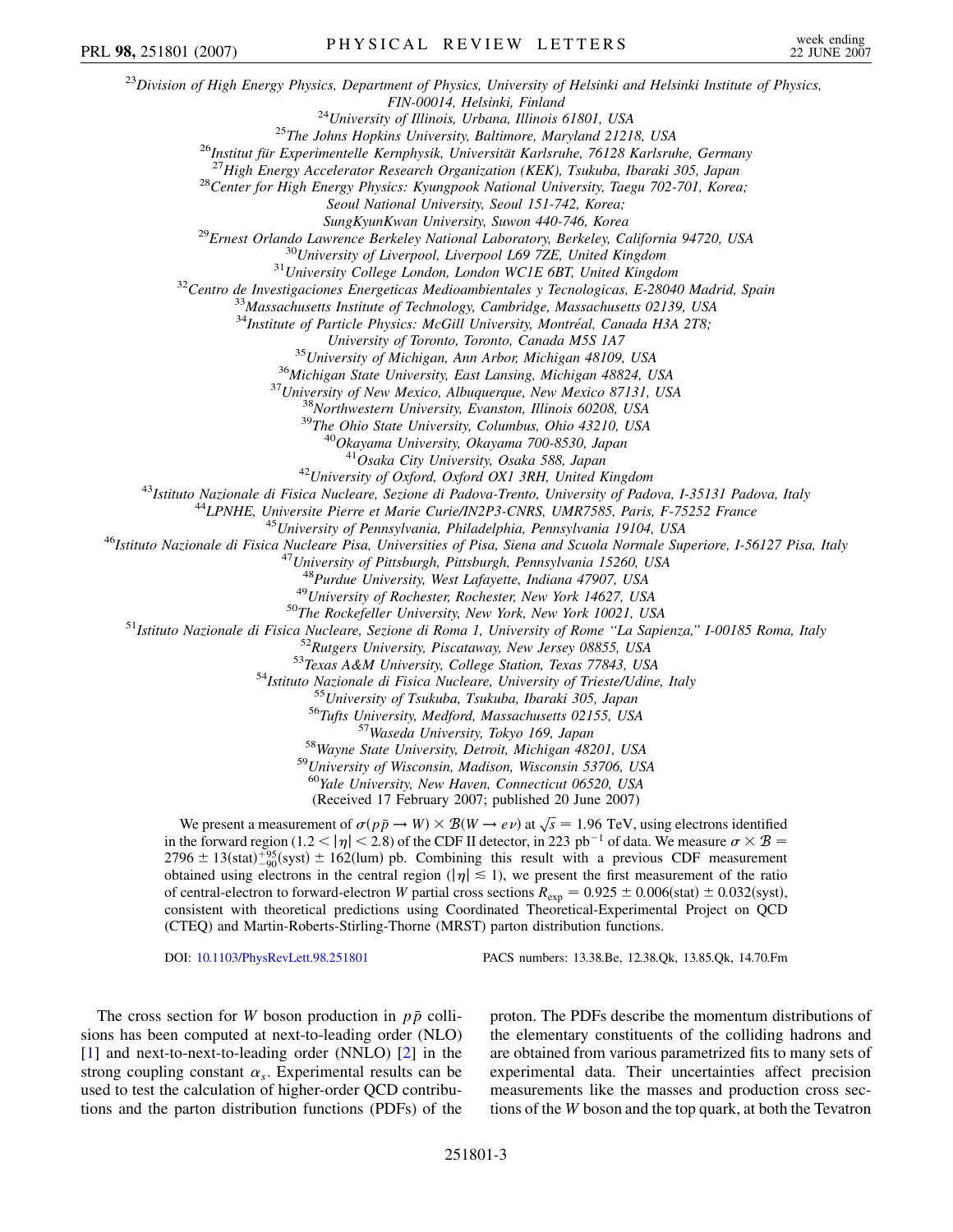[23] Division of High Energy Physics, Department of Physics, University of Helsinki and Helsinki Institute of Physics, FIN-00014, Helsinki, Finland
[24] University of Illinois, Urbana, Illinois 61801, USA
[25] The Johns Hopkins University, Baltimore, Maryland 21218, USA
[26] Institut für Experimentelle Kernphysik, Universität Karlsruhe, 76128 Karlsruhe, Germany
[27] High Energy Accelerator Research Organization (KEK), Tsukuba, Ibaraki 305, Japan
[28] Center for High Energy Physics: Kyungpook National University, Taegu 702-701, Korea; Seoul National University, Seoul 151-742, Korea; SungKyunKwan University, Suwon 440-746, Korea
[29] Ernest Orlando Lawrence Berkeley National Laboratory, Berkeley, California 94720, USA
[30] University of Liverpool, Liverpool L69 7ZE, United Kingdom
[31] University College London, London WC1E 6BT, United Kingdom
[32] Centro de Investigaciones Energeticas Medioambientales y Tecnologicas, E-28040 Madrid, Spain
[33] Massachusetts Institute of Technology, Cambridge, Massachusetts 02139, USA
[34] Institute of Particle Physics: McGill University, Montréal, Canada H3A 2T8; University of Toronto, Toronto, Canada M5S 1A7
[35] University of Michigan, Ann Arbor, Michigan 48109, USA
[36] Michigan State University, East Lansing, Michigan 48824, USA
[37] University of New Mexico, Albuquerque, New Mexico 87131, USA
[38] Northwestern University, Evanston, Illinois 60208, USA
[39] The Ohio State University, Columbus, Ohio 43210, USA
[40] Okayama University, Okayama 700-8530, Japan
[41] Osaka City University, Osaka 588, Japan
[42] University of Oxford, Oxford OX1 3RH, United Kingdom
[43] Istituto Nazionale di Fisica Nucleare, Sezione di Padova-Trento, University of Padova, I-35131 Padova, Italy
[44] LPNHE, Universite Pierre et Marie Curie/IN2P3-CNRS, UMR7585, Paris, F-75252 France
[45] University of Pennsylvania, Philadelphia, Pennsylvania 19104, USA
[46] Istituto Nazionale di Fisica Nucleare Pisa, Universities of Pisa, Siena and Scuola Normale Superiore, I-56127 Pisa, Italy
[47] University of Pittsburgh, Pittsburgh, Pennsylvania 15260, USA
[48] Purdue University, West Lafayette, Indiana 47907, USA
[49] University of Rochester, Rochester, New York 14627, USA
[50] The Rockefeller University, New York, New York 10021, USA
[51] Istituto Nazionale di Fisica Nucleare, Sezione di Roma 1, University of Rome "La Sapienza," I-00185 Roma, Italy
[52] Rutgers University, Piscataway, New Jersey 08855, USA
[53] Texas A&M University, College Station, Texas 77843, USA
[54] Istituto Nazionale di Fisica Nucleare, University of Trieste/Udine, Italy
[55] University of Tsukuba, Tsukuba, Ibaraki 305, Japan
[56] Tufts University, Medford, Massachusetts 02155, USA
[57] Waseda University, Tokyo 169, Japan
[58] Wayne State University, Detroit, Michigan 48201, USA
[59] University of Wisconsin, Madison, Wisconsin 53706, USA
[60] Yale University, New Haven, Connecticut 06520, USA

(Received 17 February 2007; published 20 June 2007)

We present a measurement of $\sigma(p\bar{p} \to W) \times \mathcal{B}(W \to e\nu)$ at $\sqrt{s} = 1.96$ TeV, using electrons identified in the forward region ($1.2 < |\eta| < 2.8$) of the CDF II detector, in 223 $\text{pb}^{-1}$ of data. We measure $\sigma \times \mathcal{B} = 2796 \pm 13(\text{stat})^{+95}_{-90}(\text{syst}) \pm 162(\text{lum})$ pb. Combining this result with a previous CDF measurement obtained using electrons in the central region ($|\eta| \lesssim 1$), we present the first measurement of the ratio of central-electron to forward-electron $W$ partial cross sections $R_{\text{exp}} = 0.925 \pm 0.006(\text{stat}) \pm 0.032(\text{syst})$, consistent with theoretical predictions using Coordinated Theoretical-Experimental Project on QCD (CTEQ) and Martin-Roberts-Stirling-Thorne (MRST) parton distribution functions.

DOI: 10.1103/PhysRevLett.98.251801 PACS numbers: 13.38.Be, 12.38.Qk, 13.85.Qk, 14.70.Fm

The cross section for $W$ boson production in $p\bar{p}$ collisions has been computed at next-to-leading order (NLO) [1] and next-to-next-to-leading order (NNLO) [2] in the strong coupling constant $\alpha_s$. Experimental results can be used to test the calculation of higher-order QCD contributions and the parton distribution functions (PDFs) of the proton. The PDFs describe the momentum distributions of the elementary constituents of the colliding hadrons and are obtained from various parametrized fits to many sets of experimental data. Their uncertainties affect precision measurements like the masses and production cross sections of the $W$ boson and the top quark, at both the Tevatron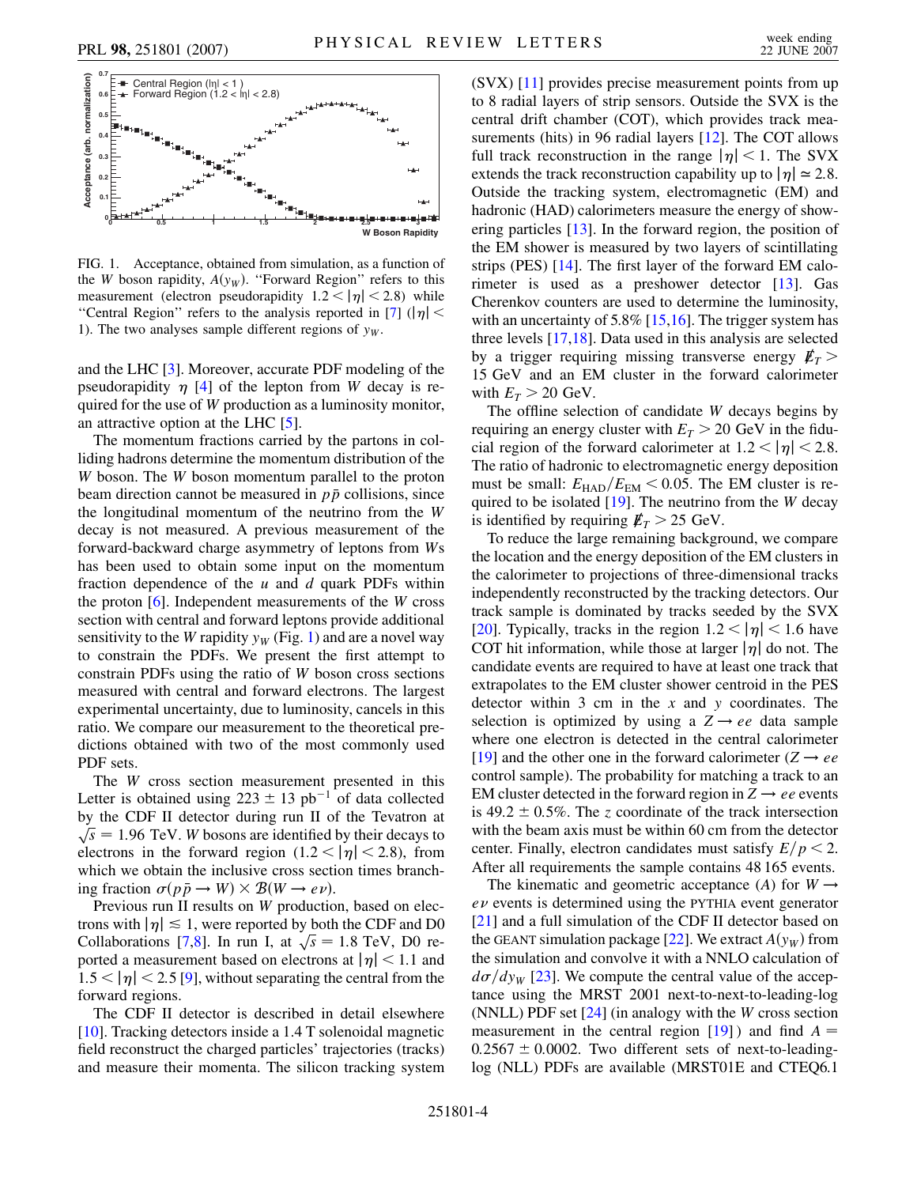FIG. 1. Acceptance, obtained from simulation, as a function of the $W$ boson rapidity, $A(y_W)$. "Forward Region" refers to this measurement (electron pseudorapidity $1.2 < |\eta| < 2.8$) while "Central Region" refers to the analysis reported in [7] ($|\eta| < 1$). The two analyses sample different regions of $y_W$.

and the LHC [3]. Moreover, accurate PDF modeling of the pseudorapidity $\eta$ [4] of the lepton from $W$ decay is required for the use of $W$ production as a luminosity monitor, an attractive option at the LHC [5].

The momentum fractions carried by the partons in colliding hadrons determine the momentum distribution of the $W$ boson. The $W$ boson momentum parallel to the proton beam direction cannot be measured in $p\bar{p}$ collisions, since the longitudinal momentum of the neutrino from the $W$ decay is not measured. A previous measurement of the forward-backward charge asymmetry of leptons from $W$s has been used to obtain some input on the momentum fraction dependence of the $u$ and $d$ quark PDFs within the proton [6]. Independent measurements of the $W$ cross section with central and forward leptons provide additional sensitivity to the $W$ rapidity $y_W$ (Fig. 1) and are a novel way to constrain the PDFs. We present the first attempt to constrain PDFs using the ratio of $W$ boson cross sections measured with central and forward electrons. The largest experimental uncertainty, due to luminosity, cancels in this ratio. We compare our measurement to the theoretical predictions obtained with two of the most commonly used PDF sets.

The $W$ cross section measurement presented in this Letter is obtained using $223 \pm 13$ pb$^{-1}$ of data collected by the CDF II detector during run II of the Tevatron at $\sqrt{s} = 1.96$ TeV. $W$ bosons are identified by their decays to electrons in the forward region ($1.2 < |\eta| < 2.8$), from which we obtain the inclusive cross section times branching fraction $\sigma(p\bar{p} \rightarrow W) \times \mathcal{B}(W \rightarrow e\nu)$.

Previous run II results on $W$ production, based on electrons with $|\eta| \lesssim 1$, were reported by both the CDF and D0 Collaborations [7,8]. In run I, at $\sqrt{s} = 1.8$ TeV, D0 reported a measurement based on electrons at $|\eta| < 1.1$ and $1.5 < |\eta| < 2.5$ [9], without separating the central from the forward regions.

The CDF II detector is described in detail elsewhere [10]. Tracking detectors inside a 1.4 T solenoidal magnetic field reconstruct the charged particles' trajectories (tracks) and measure their momenta. The silicon tracking system (SVX) [11] provides precise measurement points from up to 8 radial layers of strip sensors. Outside the SVX is the central drift chamber (COT), which provides track measurements (hits) in 96 radial layers [12]. The COT allows full track reconstruction in the range $|\eta| < 1$. The SVX extends the track reconstruction capability up to $|\eta| \simeq 2.8$. Outside the tracking system, electromagnetic (EM) and hadronic (HAD) calorimeters measure the energy of showering particles [13]. In the forward region, the position of the EM shower is measured by two layers of scintillating strips (PES) [14]. The first layer of the forward EM calorimeter is used as a preshower detector [13]. Gas Cherenkov counters are used to determine the luminosity, with an uncertainty of 5.8% [15,16]. The trigger system has three levels [17,18]. Data used in this analysis are selected by a trigger requiring missing transverse energy $\not\!\!E_T > 15$ GeV and an EM cluster in the forward calorimeter with $E_T > 20$ GeV.

The offline selection of candidate $W$ decays begins by requiring an energy cluster with $E_T > 20$ GeV in the fiducial region of the forward calorimeter at $1.2 < |\eta| < 2.8$. The ratio of hadronic to electromagnetic energy deposition must be small: $E_{\rm HAD}/E_{\rm EM} < 0.05$. The EM cluster is required to be isolated [19]. The neutrino from the $W$ decay is identified by requiring $\not\!\!E_T > 25$ GeV.

To reduce the large remaining background, we compare the location and the energy deposition of the EM clusters in the calorimeter to projections of three-dimensional tracks independently reconstructed by the tracking detectors. Our track sample is dominated by tracks seeded by the SVX [20]. Typically, tracks in the region $1.2 < |\eta| < 1.6$ have COT hit information, while those at larger $|\eta|$ do not. The candidate events are required to have at least one track that extrapolates to the EM cluster shower centroid in the PES detector within 3 cm in the $x$ and $y$ coordinates. The selection is optimized by using a $Z \rightarrow ee$ data sample where one electron is detected in the central calorimeter [19] and the other one in the forward calorimeter ($Z \rightarrow ee$ control sample). The probability for matching a track to an EM cluster detected in the forward region in $Z \rightarrow ee$ events is $49.2 \pm 0.5\%$. The $z$ coordinate of the track intersection with the beam axis must be within 60 cm from the detector center. Finally, electron candidates must satisfy $E/p < 2$. After all requirements the sample contains 48 165 events.

The kinematic and geometric acceptance ($A$) for $W \rightarrow e\nu$ events is determined using the PYTHIA event generator [21] and a full simulation of the CDF II detector based on the GEANT simulation package [22]. We extract $A(y_W)$ from the simulation and convolve it with a NNLO calculation of $d\sigma/dy_W$ [23]. We compute the central value of the acceptance using the MRST 2001 next-to-next-to-leading-log (NNLL) PDF set [24] (in analogy with the $W$ cross section measurement in the central region [19]) and find $A = 0.2567 \pm 0.0002$. Two different sets of next-to-leading-log (NLL) PDFs are available (MRST01E and CTEQ6.1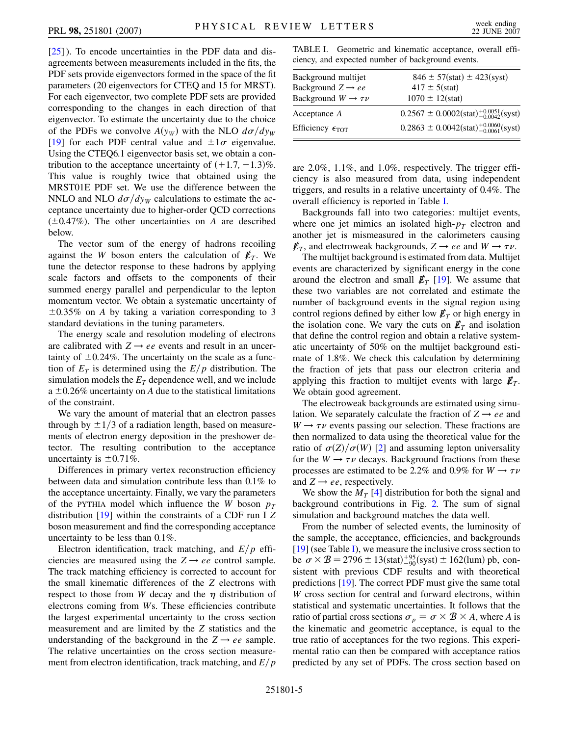[25]). To encode uncertainties in the PDF data and disagreements between measurements included in the fits, the PDF sets provide eigenvectors formed in the space of the fit parameters (20 eigenvectors for CTEQ and 15 for MRST). For each eigenvector, two complete PDF sets are provided corresponding to the changes in each direction of that eigenvector. To estimate the uncertainty due to the choice of the PDFs we convolve $A(y_W)$ with the NLO $d\sigma/dy_W$ [19] for each PDF central value and $\pm 1\sigma$ eigenvalue. Using the CTEQ6.1 eigenvector basis set, we obtain a contribution to the acceptance uncertainty of $(+1.7, -1.3)\%$. This value is roughly twice that obtained using the MRST01E PDF set. We use the difference between the NNLO and NLO $d\sigma/dy_W$ calculations to estimate the acceptance uncertainty due to higher-order QCD corrections ($\pm 0.47\%$). The other uncertainties on $A$ are described below.

The vector sum of the energy of hadrons recoiling against the $W$ boson enters the calculation of $\not\!\!E_T$. We tune the detector response to these hadrons by applying scale factors and offsets to the components of their summed energy parallel and perpendicular to the lepton momentum vector. We obtain a systematic uncertainty of $\pm 0.35\%$ on $A$ by taking a variation corresponding to 3 standard deviations in the tuning parameters.

The energy scale and resolution modeling of electrons are calibrated with $Z \to ee$ events and result in an uncertainty of $\pm 0.24\%$. The uncertainty on the scale as a function of $E_T$ is determined using the $E/p$ distribution. The simulation models the $E_T$ dependence well, and we include a $\pm 0.26\%$ uncertainty on $A$ due to the statistical limitations of the constraint.

We vary the amount of material that an electron passes through by $\pm 1/3$ of a radiation length, based on measurements of electron energy deposition in the preshower detector. The resulting contribution to the acceptance uncertainty is $\pm 0.71\%$.

Differences in primary vertex reconstruction efficiency between data and simulation contribute less than 0.1% to the acceptance uncertainty. Finally, we vary the parameters of the PYTHIA model which influence the $W$ boson $p_T$ distribution [19] within the constraints of a CDF run I $Z$ boson measurement and find the corresponding acceptance uncertainty to be less than 0.1%.

Electron identification, track matching, and $E/p$ efficiencies are measured using the $Z \to ee$ control sample. The track matching efficiency is corrected to account for the small kinematic differences of the $Z$ electrons with respect to those from $W$ decay and the $\eta$ distribution of electrons coming from $W$s. These efficiencies contribute the largest experimental uncertainty to the cross section measurement and are limited by the $Z$ statistics and the understanding of the background in the $Z \to ee$ sample. The relative uncertainties on the cross section measurement from electron identification, track matching, and $E/p$ are 2.0%, 1.1%, and 1.0%, respectively. The trigger efficiency is also measured from data, using independent triggers, and results in a relative uncertainty of 0.4%. The overall efficiency is reported in Table I.

TABLE I. Geometric and kinematic acceptance, overall efficiency, and expected number of background events.

| | |
|---|---|
| Background multijet | $846 \pm 57(\text{stat}) \pm 423(\text{syst})$ |
| Background $Z \to ee$ | $417 \pm 5(\text{stat})$ |
| Background $W \to \tau\nu$ | $1070 \pm 12(\text{stat})$ |
| Acceptance $A$ | $0.2567 \pm 0.0002(\text{stat})^{+0.0051}_{-0.0042}(\text{syst})$ |
| Efficiency $\epsilon_{\text{TOT}}$ | $0.2863 \pm 0.0042(\text{stat})^{+0.0060}_{-0.0061}(\text{syst})$ |

Backgrounds fall into two categories: multijet events, where one jet mimics an isolated high-$p_T$ electron and another jet is mismeasured in the calorimeters causing $\not\!\!E_T$, and electroweak backgrounds, $Z \to ee$ and $W \to \tau\nu$.

The multijet background is estimated from data. Multijet events are characterized by significant energy in the cone around the electron and small $\not\!\!E_T$ [19]. We assume that these two variables are not correlated and estimate the number of background events in the signal region using control regions defined by either low $\not\!\!E_T$ or high energy in the isolation cone. We vary the cuts on $\not\!\!E_T$ and isolation that define the control region and obtain a relative systematic uncertainty of 50% on the multijet background estimate of 1.8%. We check this calculation by determining the fraction of jets that pass our electron criteria and applying this fraction to multijet events with large $\not\!\!E_T$. We obtain good agreement.

The electroweak backgrounds are estimated using simulation. We separately calculate the fraction of $Z \to ee$ and $W \to \tau\nu$ events passing our selection. These fractions are then normalized to data using the theoretical value for the ratio of $\sigma(Z)/\sigma(W)$ [2] and assuming lepton universality for the $W \to \tau\nu$ decays. Background fractions from these processes are estimated to be 2.2% and 0.9% for $W \to \tau\nu$ and $Z \to ee$, respectively.

We show the $M_T$ [4] distribution for both the signal and background contributions in Fig. 2. The sum of signal simulation and background matches the data well.

From the number of selected events, the luminosity of the sample, the acceptance, efficiencies, and backgrounds [19] (see Table I), we measure the inclusive cross section to be $\sigma \times \mathcal{B} = 2796 \pm 13(\text{stat})^{+95}_{-90}(\text{syst}) \pm 162(\text{lum})$ pb, consistent with previous CDF results and with theoretical predictions [19]. The correct PDF must give the same total $W$ cross section for central and forward electrons, within statistical and systematic uncertainties. It follows that the ratio of partial cross sections $\sigma_p = \sigma \times \mathcal{B} \times A$, where $A$ is the kinematic and geometric acceptance, is equal to the true ratio of acceptances for the two regions. This experimental ratio can then be compared with acceptance ratios predicted by any set of PDFs. The cross section based on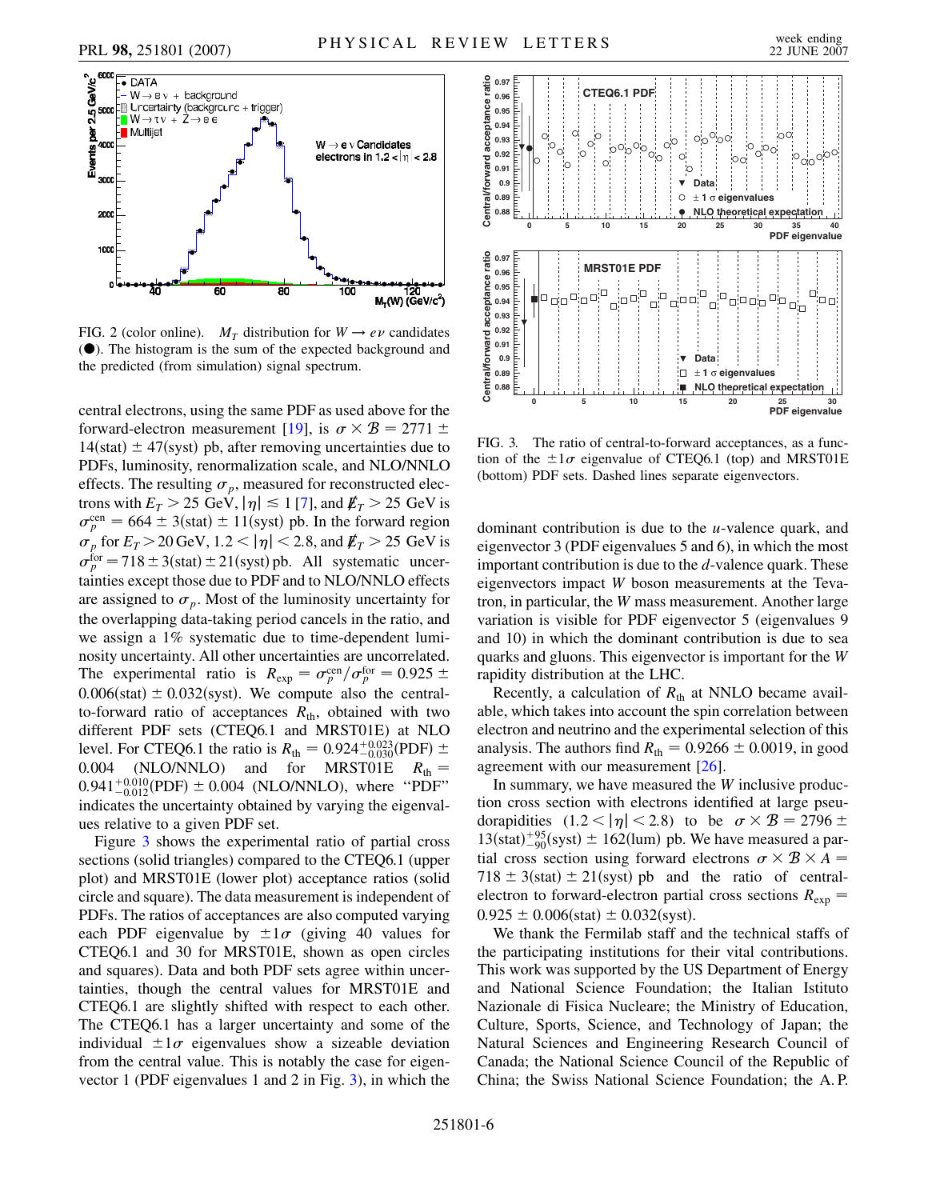FIG. 2 (color online). $M_T$ distribution for $W \to e\nu$ candidates (●). The histogram is the sum of the expected background and the predicted (from simulation) signal spectrum.

central electrons, using the same PDF as used above for the forward-electron measurement [19], is $\sigma \times \mathcal{B} = 2771 \pm 14(\text{stat}) \pm 47(\text{syst})$ pb, after removing uncertainties due to PDFs, luminosity, renormalization scale, and NLO/NNLO effects. The resulting $\sigma_p$, measured for reconstructed electrons with $E_T > 25$ GeV, $|\eta| \lesssim 1$ [7], and $\not{E}_T > 25$ GeV is $\sigma_p^{\text{cen}} = 664 \pm 3(\text{stat}) \pm 11(\text{syst})$ pb. In the forward region $\sigma_p$ for $E_T > 20$ GeV, $1.2 < |\eta| < 2.8$, and $\not{E}_T > 25$ GeV is $\sigma_p^{\text{for}} = 718 \pm 3(\text{stat}) \pm 21(\text{syst})$ pb. All systematic uncertainties except those due to PDF and to NLO/NNLO effects are assigned to $\sigma_p$. Most of the luminosity uncertainty for the overlapping data-taking period cancels in the ratio, and we assign a 1% systematic due to time-dependent luminosity uncertainty. All other uncertainties are uncorrelated. The experimental ratio is $R_{\text{exp}} = \sigma_p^{\text{cen}}/\sigma_p^{\text{for}} = 0.925 \pm 0.006(\text{stat}) \pm 0.032(\text{syst})$. We compute also the central-to-forward ratio of acceptances $R_{\text{th}}$, obtained with two different PDF sets (CTEQ6.1 and MRST01E) at NLO level. For CTEQ6.1 the ratio is $R_{\text{th}} = 0.924^{+0.023}_{-0.030}(\text{PDF}) \pm 0.004$ (NLO/NNLO) and for MRST01E $R_{\text{th}} = 0.941^{+0.010}_{-0.012}(\text{PDF}) \pm 0.004$ (NLO/NNLO), where "PDF" indicates the uncertainty obtained by varying the eigenvalues relative to a given PDF set.

Figure 3 shows the experimental ratio of partial cross sections (solid triangles) compared to the CTEQ6.1 (upper plot) and MRST01E (lower plot) acceptance ratios (solid circle and square). The data measurement is independent of PDFs. The ratios of acceptances are also computed varying each PDF eigenvalue by $\pm 1\sigma$ (giving 40 values for CTEQ6.1 and 30 for MRST01E, shown as open circles and squares). Data and both PDF sets agree within uncertainties, though the central values for MRST01E and CTEQ6.1 are slightly shifted with respect to each other. The CTEQ6.1 has a larger uncertainty and some of the individual $\pm 1\sigma$ eigenvalues show a sizeable deviation from the central value. This is notably the case for eigenvector 1 (PDF eigenvalues 1 and 2 in Fig. 3), in which the dominant contribution is due to the $u$-valence quark, and eigenvector 3 (PDF eigenvalues 5 and 6), in which the most important contribution is due to the $d$-valence quark. These eigenvectors impact $W$ boson measurements at the Tevatron, in particular, the $W$ mass measurement. Another large variation is visible for PDF eigenvector 5 (eigenvalues 9 and 10) in which the dominant contribution is due to sea quarks and gluons. This eigenvector is important for the $W$ rapidity distribution at the LHC.

FIG. 3. The ratio of central-to-forward acceptances, as a function of the $\pm 1\sigma$ eigenvalue of CTEQ6.1 (top) and MRST01E (bottom) PDF sets. Dashed lines separate eigenvectors.

Recently, a calculation of $R_{\text{th}}$ at NNLO became available, which takes into account the spin correlation between electron and neutrino and the experimental selection of this analysis. The authors find $R_{\text{th}} = 0.9266 \pm 0.0019$, in good agreement with our measurement [26].

In summary, we have measured the $W$ inclusive production cross section with electrons identified at large pseudorapidities $(1.2 < |\eta| < 2.8)$ to be $\sigma \times \mathcal{B} = 2796 \pm 13(\text{stat})^{+95}_{-90}(\text{syst}) \pm 162(\text{lum})$ pb. We have measured a partial cross section using forward electrons $\sigma \times \mathcal{B} \times A = 718 \pm 3(\text{stat}) \pm 21(\text{syst})$ pb and the ratio of central-electron to forward-electron partial cross sections $R_{\text{exp}} = 0.925 \pm 0.006(\text{stat}) \pm 0.032(\text{syst})$.

We thank the Fermilab staff and the technical staffs of the participating institutions for their vital contributions. This work was supported by the US Department of Energy and National Science Foundation; the Italian Istituto Nazionale di Fisica Nucleare; the Ministry of Education, Culture, Sports, Science, and Technology of Japan; the Natural Sciences and Engineering Research Council of Canada; the National Science Council of the Republic of China; the Swiss National Science Foundation; the A. P.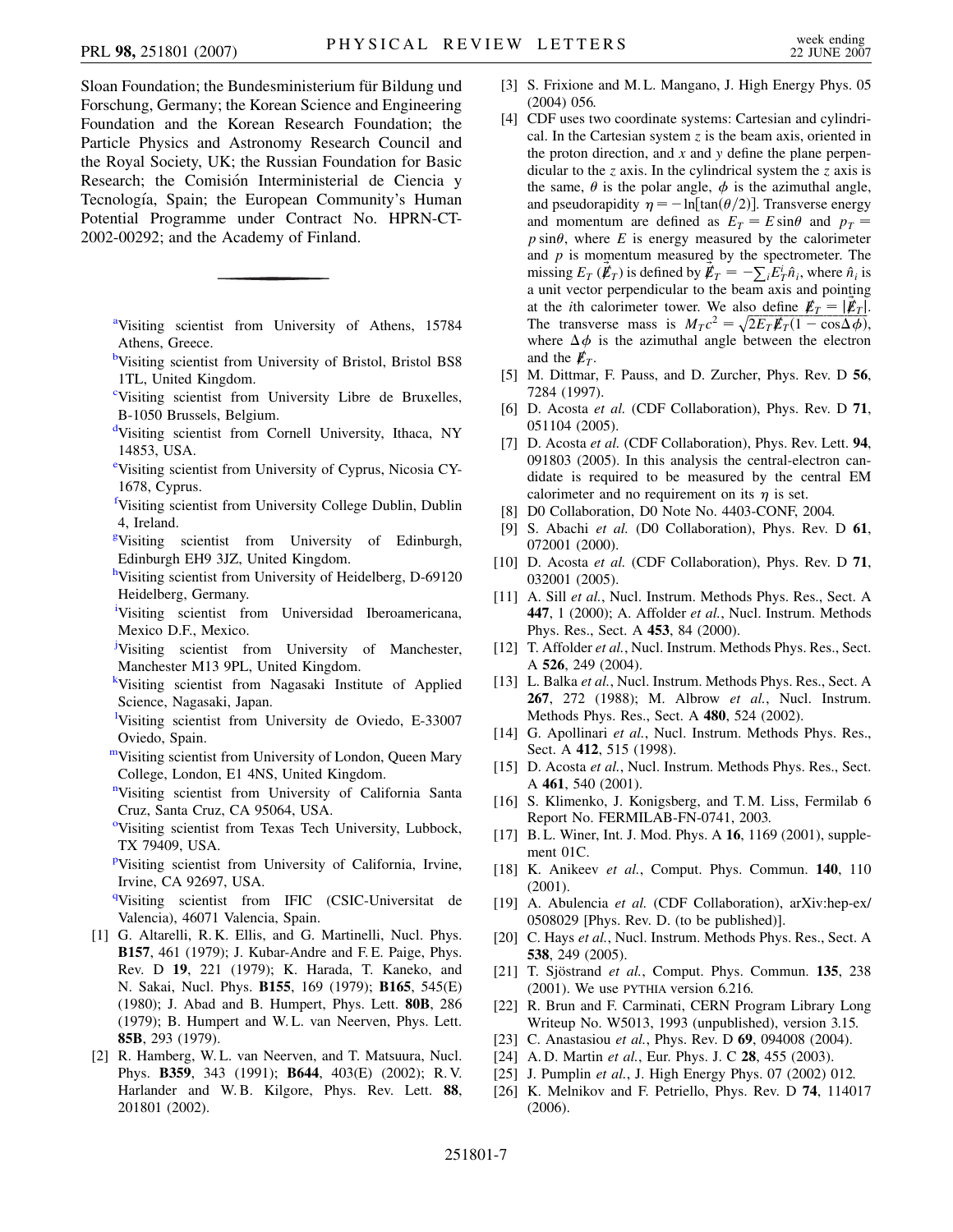Sloan Foundation; the Bundesministerium für Bildung und Forschung, Germany; the Korean Science and Engineering Foundation and the Korean Research Foundation; the Particle Physics and Astronomy Research Council and the Royal Society, UK; the Russian Foundation for Basic Research; the Comisión Interministerial de Ciencia y Tecnología, Spain; the European Community's Human Potential Programme under Contract No. HPRN-CT-2002-00292; and the Academy of Finland.

---

[a]Visiting scientist from University of Athens, 15784 Athens, Greece.

[b]Visiting scientist from University of Bristol, Bristol BS8 1TL, United Kingdom.

[c]Visiting scientist from University Libre de Bruxelles, B-1050 Brussels, Belgium.

[d]Visiting scientist from Cornell University, Ithaca, NY 14853, USA.

[e]Visiting scientist from University of Cyprus, Nicosia CY-1678, Cyprus.

[f]Visiting scientist from University College Dublin, Dublin 4, Ireland.

[g]Visiting scientist from University of Edinburgh, Edinburgh EH9 3JZ, United Kingdom.

[h]Visiting scientist from University of Heidelberg, D-69120 Heidelberg, Germany.

[i]Visiting scientist from Universidad Iberoamericana, Mexico D.F., Mexico.

[j]Visiting scientist from University of Manchester, Manchester M13 9PL, United Kingdom.

[k]Visiting scientist from Nagasaki Institute of Applied Science, Nagasaki, Japan.

[l]Visiting scientist from University de Oviedo, E-33007 Oviedo, Spain.

[m]Visiting scientist from University of London, Queen Mary College, London, E1 4NS, United Kingdom.

[n]Visiting scientist from University of California Santa Cruz, Santa Cruz, CA 95064, USA.

[o]Visiting scientist from Texas Tech University, Lubbock, TX 79409, USA.

[p]Visiting scientist from University of California, Irvine, Irvine, CA 92697, USA.

[q]Visiting scientist from IFIC (CSIC-Universitat de Valencia), 46071 Valencia, Spain.

[1] G. Altarelli, R. K. Ellis, and G. Martinelli, Nucl. Phys. **B157**, 461 (1979); J. Kubar-Andre and F. E. Paige, Phys. Rev. D **19**, 221 (1979); K. Harada, T. Kaneko, and N. Sakai, Nucl. Phys. **B155**, 169 (1979); **B165**, 545(E) (1980); J. Abad and B. Humpert, Phys. Lett. **80B**, 286 (1979); B. Humpert and W. L. van Neerven, Phys. Lett. **85B**, 293 (1979).

[2] R. Hamberg, W. L. van Neerven, and T. Matsuura, Nucl. Phys. **B359**, 343 (1991); **B644**, 403(E) (2002); R. V. Harlander and W. B. Kilgore, Phys. Rev. Lett. **88**, 201801 (2002).

[3] S. Frixione and M. L. Mangano, J. High Energy Phys. 05 (2004) 056.

[4] CDF uses two coordinate systems: Cartesian and cylindrical. In the Cartesian system $z$ is the beam axis, oriented in the proton direction, and $x$ and $y$ define the plane perpendicular to the $z$ axis. In the cylindrical system the $z$ axis is the same, $\theta$ is the polar angle, $\phi$ is the azimuthal angle, and pseudorapidity $\eta = -\ln[\tan(\theta/2)]$. Transverse energy and momentum are defined as $E_T = E\sin\theta$ and $p_T = p\sin\theta$, where $E$ is energy measured by the calorimeter and $p$ is momentum measured by the spectrometer. The missing $E_T$ ($\vec{\not{E}}_T$) is defined by $\vec{\not{E}}_T = -\sum_i E_T^i \hat{n}_i$, where $\hat{n}_i$ is a unit vector perpendicular to the beam axis and pointing at the $i$th calorimeter tower. We also define $\not{E}_T = |\vec{\not{E}}_T|$. The transverse mass is $M_T c^2 = \sqrt{2E_T \not{E}_T(1 - \cos\Delta\phi)}$, where $\Delta\phi$ is the azimuthal angle between the electron and the $\not{E}_T$.

[5] M. Dittmar, F. Pauss, and D. Zurcher, Phys. Rev. D **56**, 7284 (1997).

[6] D. Acosta *et al.* (CDF Collaboration), Phys. Rev. D **71**, 051104 (2005).

[7] D. Acosta *et al.* (CDF Collaboration), Phys. Rev. Lett. **94**, 091803 (2005). In this analysis the central-electron candidate is required to be measured by the central EM calorimeter and no requirement on its $\eta$ is set.

[8] D0 Collaboration, D0 Note No. 4403-CONF, 2004.

[9] S. Abachi *et al.* (D0 Collaboration), Phys. Rev. D **61**, 072001 (2000).

[10] D. Acosta *et al.* (CDF Collaboration), Phys. Rev. D **71**, 032001 (2005).

[11] A. Sill *et al.*, Nucl. Instrum. Methods Phys. Res., Sect. A **447**, 1 (2000); A. Affolder *et al.*, Nucl. Instrum. Methods Phys. Res., Sect. A **453**, 84 (2000).

[12] T. Affolder *et al.*, Nucl. Instrum. Methods Phys. Res., Sect. A **526**, 249 (2004).

[13] L. Balka *et al.*, Nucl. Instrum. Methods Phys. Res., Sect. A **267**, 272 (1988); M. Albrow *et al.*, Nucl. Instrum. Methods Phys. Res., Sect. A **480**, 524 (2002).

[14] G. Apollinari *et al.*, Nucl. Instrum. Methods Phys. Res., Sect. A **412**, 515 (1998).

[15] D. Acosta *et al.*, Nucl. Instrum. Methods Phys. Res., Sect. A **461**, 540 (2001).

[16] S. Klimenko, J. Konigsberg, and T. M. Liss, Fermilab 6 Report No. FERMILAB-FN-0741, 2003.

[17] B. L. Winer, Int. J. Mod. Phys. A **16**, 1169 (2001), supplement 01C.

[18] K. Anikeev *et al.*, Comput. Phys. Commun. **140**, 110 (2001).

[19] A. Abulencia *et al.* (CDF Collaboration), arXiv:hep-ex/0508029 [Phys. Rev. D. (to be published)].

[20] C. Hays *et al.*, Nucl. Instrum. Methods Phys. Res., Sect. A **538**, 249 (2005).

[21] T. Sjöstrand *et al.*, Comput. Phys. Commun. **135**, 238 (2001). We use PYTHIA version 6.216.

[22] R. Brun and F. Carminati, CERN Program Library Long Writeup No. W5013, 1993 (unpublished), version 3.15.

[23] C. Anastasiou *et al.*, Phys. Rev. D **69**, 094008 (2004).

[24] A. D. Martin *et al.*, Eur. Phys. J. C **28**, 455 (2003).

[25] J. Pumplin *et al.*, J. High Energy Phys. 07 (2002) 012.

[26] K. Melnikov and F. Petriello, Phys. Rev. D **74**, 114017 (2006).